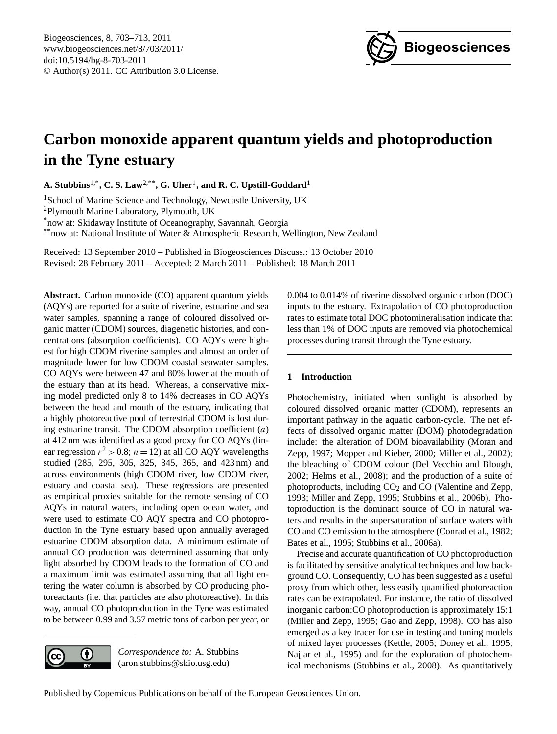// Carbon monoxide apparent quantum yields and photoproduction in the Tyne estuary

**A. Stubbins**[1,*], **C. S. Law**[2,**], **G. Uher**[1], **and R. C. Upstill-Goddard**[1]

[1]School of Marine Science and Technology, Newcastle University, UK
[2]Plymouth Marine Laboratory, Plymouth, UK
[*]now at: Skidaway Institute of Oceanography, Savannah, Georgia
[**]now at: National Institute of Water & Atmospheric Research, Wellington, New Zealand

Received: 13 September 2010 – Published in Biogeosciences Discuss.: 13 October 2010
Revised: 28 February 2011 – Accepted: 2 March 2011 – Published: 18 March 2011

**Abstract.** Carbon monoxide (CO) apparent quantum yields (AQYs) are reported for a suite of riverine, estuarine and sea water samples, spanning a range of coloured dissolved organic matter (CDOM) sources, diagenetic histories, and concentrations (absorption coefficients). CO AQYs were highest for high CDOM riverine samples and almost an order of magnitude lower for low CDOM coastal seawater samples. CO AQYs were between 47 and 80% lower at the mouth of the estuary than at its head. Whereas, a conservative mixing model predicted only 8 to 14% decreases in CO AQYs between the head and mouth of the estuary, indicating that a highly photoreactive pool of terrestrial CDOM is lost during estuarine transit. The CDOM absorption coefficient ($a$) at 412 nm was identified as a good proxy for CO AQYs (linear regression $r^2 > 0.8$; $n = 12$) at all CO AQY wavelengths studied (285, 295, 305, 325, 345, 365, and 423 nm) and across environments (high CDOM river, low CDOM river, estuary and coastal sea). These regressions are presented as empirical proxies suitable for the remote sensing of CO AQYs in natural waters, including open ocean water, and were used to estimate CO AQY spectra and CO photoproduction in the Tyne estuary based upon annually averaged estuarine CDOM absorption data. A minimum estimate of annual CO production was determined assuming that only light absorbed by CDOM leads to the formation of CO and a maximum limit was estimated assuming that all light entering the water column is absorbed by CO producing photoreactants (i.e. that particles are also photoreactive). In this way, annual CO photoproduction in the Tyne was estimated to be between 0.99 and 3.57 metric tons of carbon per year, or 0.004 to 0.014% of riverine dissolved organic carbon (DOC) inputs to the estuary. Extrapolation of CO photoproduction rates to estimate total DOC photomineralisation indicate that less than 1% of DOC inputs are removed via photochemical processes during transit through the Tyne estuary.

*Correspondence to:* A. Stubbins
(aron.stubbins@skio.usg.edu)

## 1 Introduction

Photochemistry, initiated when sunlight is absorbed by coloured dissolved organic matter (CDOM), represents an important pathway in the aquatic carbon-cycle. The net effects of dissolved organic matter (DOM) photodegradation include: the alteration of DOM bioavailability (Moran and Zepp, 1997; Mopper and Kieber, 2000; Miller et al., 2002); the bleaching of CDOM colour (Del Vecchio and Blough, 2002; Helms et al., 2008); and the production of a suite of photoproducts, including $CO_2$ and CO (Valentine and Zepp, 1993; Miller and Zepp, 1995; Stubbins et al., 2006b). Photoproduction is the dominant source of CO in natural waters and results in the supersaturation of surface waters with CO and CO emission to the atmosphere (Conrad et al., 1982; Bates et al., 1995; Stubbins et al., 2006a).

Precise and accurate quantification of CO photoproduction is facilitated by sensitive analytical techniques and low background CO. Consequently, CO has been suggested as a useful proxy from which other, less easily quantified photoreaction rates can be extrapolated. For instance, the ratio of dissolved inorganic carbon:CO photoproduction is approximately 15:1 (Miller and Zepp, 1995; Gao and Zepp, 1998). CO has also emerged as a key tracer for use in testing and tuning models of mixed layer processes (Kettle, 2005; Doney et al., 1995; Najjar et al., 1995) and for the exploration of photochemical mechanisms (Stubbins et al., 2008). As quantitatively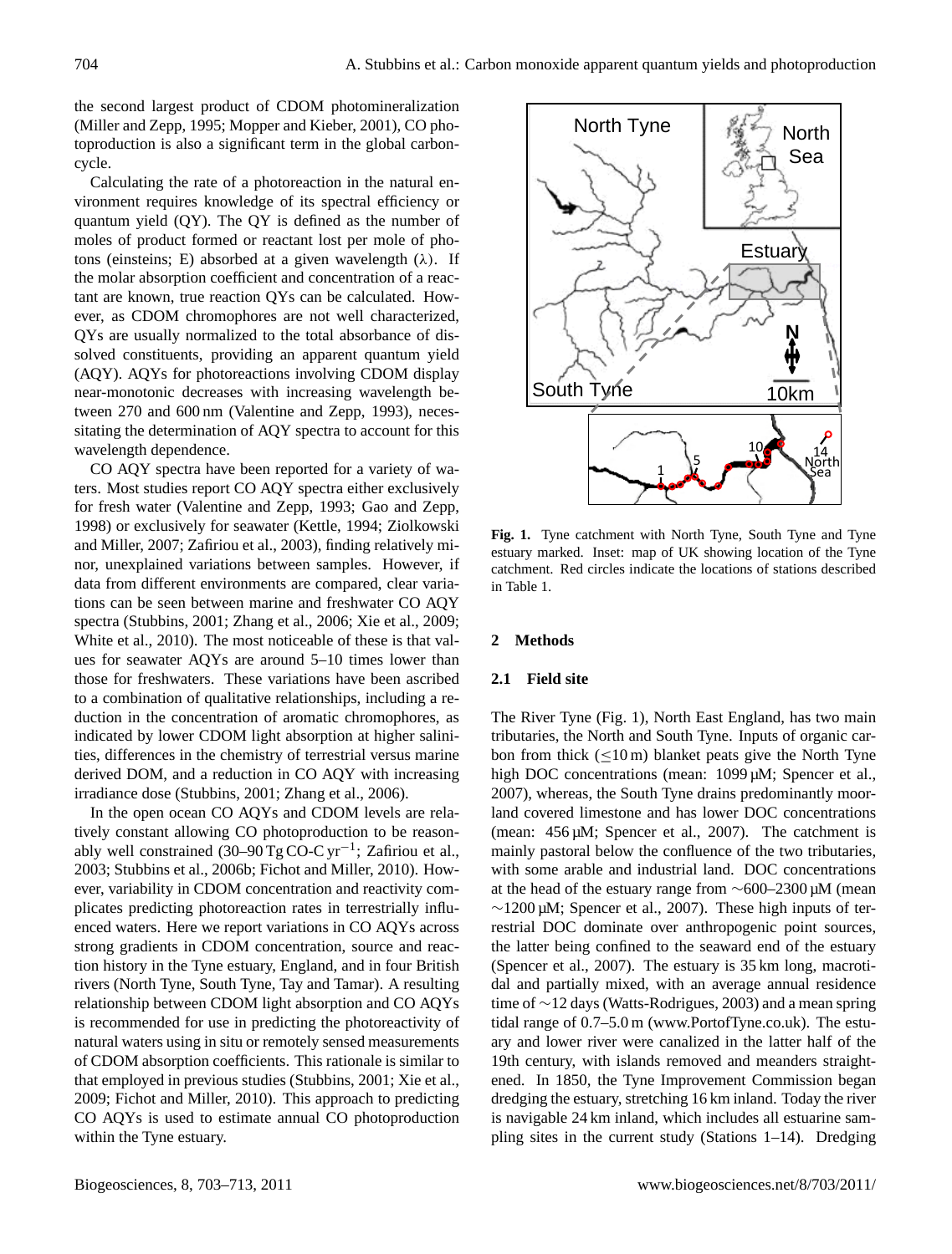the second largest product of CDOM photomineralization (Miller and Zepp, 1995; Mopper and Kieber, 2001), CO photoproduction is also a significant term in the global carbon-cycle.

Calculating the rate of a photoreaction in the natural environment requires knowledge of its spectral efficiency or quantum yield (QY). The QY is defined as the number of moles of product formed or reactant lost per mole of photons (einsteins; E) absorbed at a given wavelength ($\lambda$). If the molar absorption coefficient and concentration of a reactant are known, true reaction QYs can be calculated. However, as CDOM chromophores are not well characterized, QYs are usually normalized to the total absorbance of dissolved constituents, providing an apparent quantum yield (AQY). AQYs for photoreactions involving CDOM display near-monotonic decreases with increasing wavelength between 270 and 600 nm (Valentine and Zepp, 1993), necessitating the determination of AQY spectra to account for this wavelength dependence.

CO AQY spectra have been reported for a variety of waters. Most studies report CO AQY spectra either exclusively for fresh water (Valentine and Zepp, 1993; Gao and Zepp, 1998) or exclusively for seawater (Kettle, 1994; Ziolkowski and Miller, 2007; Zafiriou et al., 2003), finding relatively minor, unexplained variations between samples. However, if data from different environments are compared, clear variations can be seen between marine and freshwater CO AQY spectra (Stubbins, 2001; Zhang et al., 2006; Xie et al., 2009; White et al., 2010). The most noticeable of these is that values for seawater AQYs are around 5–10 times lower than those for freshwaters. These variations have been ascribed to a combination of qualitative relationships, including a reduction in the concentration of aromatic chromophores, as indicated by lower CDOM light absorption at higher salinities, differences in the chemistry of terrestrial versus marine derived DOM, and a reduction in CO AQY with increasing irradiance dose (Stubbins, 2001; Zhang et al., 2006).

In the open ocean CO AQYs and CDOM levels are relatively constant allowing CO photoproduction to be reasonably well constrained (30–90 Tg CO-C $yr^{-1}$; Zafiriou et al., 2003; Stubbins et al., 2006b; Fichot and Miller, 2010). However, variability in CDOM concentration and reactivity complicates predicting photoreaction rates in terrestrially influenced waters. Here we report variations in CO AQYs across strong gradients in CDOM concentration, source and reaction history in the Tyne estuary, England, and in four British rivers (North Tyne, South Tyne, Tay and Tamar). A resulting relationship between CDOM light absorption and CO AQYs is recommended for use in predicting the photoreactivity of natural waters using in situ or remotely sensed measurements of CDOM absorption coefficients. This rationale is similar to that employed in previous studies (Stubbins, 2001; Xie et al., 2009; Fichot and Miller, 2010). This approach to predicting CO AQYs is used to estimate annual CO photoproduction within the Tyne estuary.

**Fig. 1.** Tyne catchment with North Tyne, South Tyne and Tyne estuary marked. Inset: map of UK showing location of the Tyne catchment. Red circles indicate the locations of stations described in Table 1.

## 2 Methods

### 2.1 Field site

The River Tyne (Fig. 1), North East England, has two main tributaries, the North and South Tyne. Inputs of organic carbon from thick ($\leq$10 m) blanket peats give the North Tyne high DOC concentrations (mean: 1099 µM; Spencer et al., 2007), whereas, the South Tyne drains predominantly moorland covered limestone and has lower DOC concentrations (mean: 456 µM; Spencer et al., 2007). The catchment is mainly pastoral below the confluence of the two tributaries, with some arable and industrial land. DOC concentrations at the head of the estuary range from ~600–2300 µM (mean ~1200 µM; Spencer et al., 2007). These high inputs of terrestrial DOC dominate over anthropogenic point sources, the latter being confined to the seaward end of the estuary (Spencer et al., 2007). The estuary is 35 km long, macrotidal and partially mixed, with an average annual residence time of ~12 days (Watts-Rodrigues, 2003) and a mean spring tidal range of 0.7–5.0 m (www.PortofTyne.co.uk). The estuary and lower river were canalized in the latter half of the 19th century, with islands removed and meanders straightened. In 1850, the Tyne Improvement Commission began dredging the estuary, stretching 16 km inland. Today the river is navigable 24 km inland, which includes all estuarine sampling sites in the current study (Stations 1–14). Dredging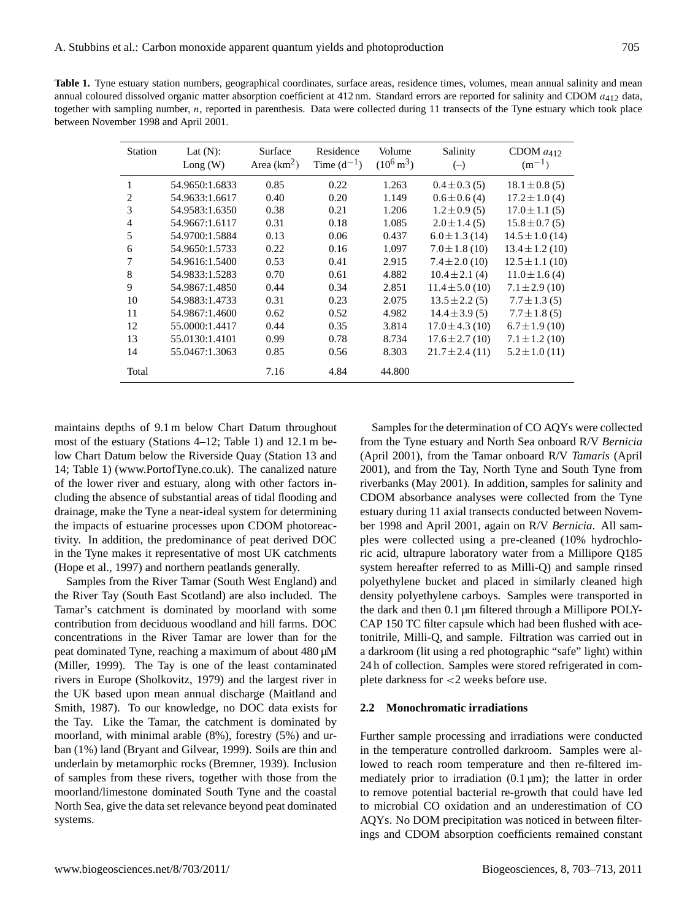**Table 1.** Tyne estuary station numbers, geographical coordinates, surface areas, residence times, volumes, mean annual salinity and mean annual coloured dissolved organic matter absorption coefficient at 412 nm. Standard errors are reported for salinity and CDOM $a_{412}$ data, together with sampling number, *n*, reported in parenthesis. Data were collected during 11 transects of the Tyne estuary which took place between November 1998 and April 2001.

| Station | Lat (N): Long (W) | Surface Area ($km^2$) | Residence Time ($d^{-1}$) | Volume ($10^6 m^3$) | Salinity (–) | CDOM $a_{412}$ ($m^{-1}$) |
|---|---|---|---|---|---|---|
| 1 | 54.9650:1.6833 | 0.85 | 0.22 | 1.263 | $0.4 \pm 0.3$ (5) | $18.1 \pm 0.8$ (5) |
| 2 | 54.9633:1.6617 | 0.40 | 0.20 | 1.149 | $0.6 \pm 0.6$ (4) | $17.2 \pm 1.0$ (4) |
| 3 | 54.9583:1.6350 | 0.38 | 0.21 | 1.206 | $1.2 \pm 0.9$ (5) | $17.0 \pm 1.1$ (5) |
| 4 | 54.9667:1.6117 | 0.31 | 0.18 | 1.085 | $2.0 \pm 1.4$ (5) | $15.8 \pm 0.7$ (5) |
| 5 | 54.9700:1.5884 | 0.13 | 0.06 | 0.437 | $6.0 \pm 1.3$ (14) | $14.5 \pm 1.0$ (14) |
| 6 | 54.9650:1.5733 | 0.22 | 0.16 | 1.097 | $7.0 \pm 1.8$ (10) | $13.4 \pm 1.2$ (10) |
| 7 | 54.9616:1.5400 | 0.53 | 0.41 | 2.915 | $7.4 \pm 2.0$ (10) | $12.5 \pm 1.1$ (10) |
| 8 | 54.9833:1.5283 | 0.70 | 0.61 | 4.882 | $10.4 \pm 2.1$ (4) | $11.0 \pm 1.6$ (4) |
| 9 | 54.9867:1.4850 | 0.44 | 0.34 | 2.851 | $11.4 \pm 5.0$ (10) | $7.1 \pm 2.9$ (10) |
| 10 | 54.9883:1.4733 | 0.31 | 0.23 | 2.075 | $13.5 \pm 2.2$ (5) | $7.7 \pm 1.3$ (5) |
| 11 | 54.9867:1.4600 | 0.62 | 0.52 | 4.982 | $14.4 \pm 3.9$ (5) | $7.7 \pm 1.8$ (5) |
| 12 | 55.0000:1.4417 | 0.44 | 0.35 | 3.814 | $17.0 \pm 4.3$ (10) | $6.7 \pm 1.9$ (10) |
| 13 | 55.0130:1.4101 | 0.99 | 0.78 | 8.734 | $17.6 \pm 2.7$ (10) | $7.1 \pm 1.2$ (10) |
| 14 | 55.0467:1.3063 | 0.85 | 0.56 | 8.303 | $21.7 \pm 2.4$ (11) | $5.2 \pm 1.0$ (11) |
| Total | | 7.16 | 4.84 | 44.800 | | |

maintains depths of 9.1 m below Chart Datum throughout most of the estuary (Stations 4–12; Table 1) and 12.1 m below Chart Datum below the Riverside Quay (Station 13 and 14; Table 1) (www.PortofTyne.co.uk). The canalized nature of the lower river and estuary, along with other factors including the absence of substantial areas of tidal flooding and drainage, make the Tyne a near-ideal system for determining the impacts of estuarine processes upon CDOM photoreactivity. In addition, the predominance of peat derived DOC in the Tyne makes it representative of most UK catchments (Hope et al., 1997) and northern peatlands generally.

Samples from the River Tamar (South West England) and the River Tay (South East Scotland) are also included. The Tamar's catchment is dominated by moorland with some contribution from deciduous woodland and hill farms. DOC concentrations in the River Tamar are lower than for the peat dominated Tyne, reaching a maximum of about 480 µM (Miller, 1999). The Tay is one of the least contaminated rivers in Europe (Sholkovitz, 1979) and the largest river in the UK based upon mean annual discharge (Maitland and Smith, 1987). To our knowledge, no DOC data exists for the Tay. Like the Tamar, the catchment is dominated by moorland, with minimal arable (8%), forestry (5%) and urban (1%) land (Bryant and Gilvear, 1999). Soils are thin and underlain by metamorphic rocks (Bremner, 1939). Inclusion of samples from these rivers, together with those from the moorland/limestone dominated South Tyne and the coastal North Sea, give the data set relevance beyond peat dominated systems.

Samples for the determination of CO AQYs were collected from the Tyne estuary and North Sea onboard R/V *Bernicia* (April 2001), from the Tamar onboard R/V *Tamaris* (April 2001), and from the Tay, North Tyne and South Tyne from riverbanks (May 2001). In addition, samples for salinity and CDOM absorbance analyses were collected from the Tyne estuary during 11 axial transects conducted between November 1998 and April 2001, again on R/V *Bernicia*. All samples were collected using a pre-cleaned (10% hydrochloric acid, ultrapure laboratory water from a Millipore Q185 system hereafter referred to as Milli-Q) and sample rinsed polyethylene bucket and placed in similarly cleaned high density polyethylene carboys. Samples were transported in the dark and then 0.1 µm filtered through a Millipore POLYCAP 150 TC filter capsule which had been flushed with acetonitrile, Milli-Q, and sample. Filtration was carried out in a darkroom (lit using a red photographic "safe" light) within 24 h of collection. Samples were stored refrigerated in complete darkness for <2 weeks before use.

### 2.2 Monochromatic irradiations

Further sample processing and irradiations were conducted in the temperature controlled darkroom. Samples were allowed to reach room temperature and then re-filtered immediately prior to irradiation (0.1 µm); the latter in order to remove potential bacterial re-growth that could have led to microbial CO oxidation and an underestimation of CO AQYs. No DOM precipitation was noticed in between filterings and CDOM absorption coefficients remained constant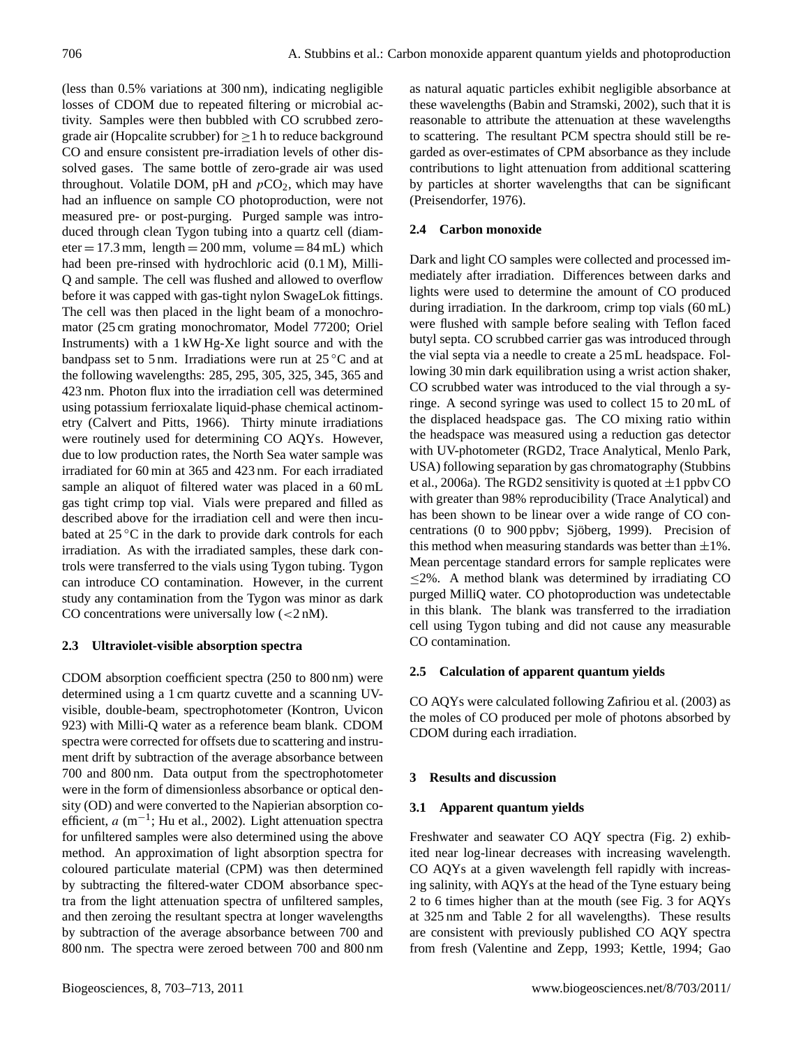(less than 0.5% variations at 300 nm), indicating negligible losses of CDOM due to repeated filtering or microbial activity. Samples were then bubbled with CO scrubbed zero-grade air (Hopcalite scrubber) for ≥1 h to reduce background CO and ensure consistent pre-irradiation levels of other dissolved gases. The same bottle of zero-grade air was used throughout. Volatile DOM, pH and $pCO_2$, which may have had an influence on sample CO photoproduction, were not measured pre- or post-purging. Purged sample was introduced through clean Tygon tubing into a quartz cell (diameter = 17.3 mm, length = 200 mm, volume = 84 mL) which had been pre-rinsed with hydrochloric acid (0.1 M), Milli-Q and sample. The cell was flushed and allowed to overflow before it was capped with gas-tight nylon SwageLok fittings. The cell was then placed in the light beam of a monochromator (25 cm grating monochromator, Model 77200; Oriel Instruments) with a 1 kW Hg-Xe light source and with the bandpass set to 5 nm. Irradiations were run at 25 °C and at the following wavelengths: 285, 295, 305, 325, 345, 365 and 423 nm. Photon flux into the irradiation cell was determined using potassium ferrioxalate liquid-phase chemical actinometry (Calvert and Pitts, 1966). Thirty minute irradiations were routinely used for determining CO AQYs. However, due to low production rates, the North Sea water sample was irradiated for 60 min at 365 and 423 nm. For each irradiated sample an aliquot of filtered water was placed in a 60 mL gas tight crimp top vial. Vials were prepared and filled as described above for the irradiation cell and were then incubated at 25 °C in the dark to provide dark controls for each irradiation. As with the irradiated samples, these dark controls were transferred to the vials using Tygon tubing. Tygon can introduce CO contamination. However, in the current study any contamination from the Tygon was minor as dark CO concentrations were universally low (<2 nM).

### 2.3 Ultraviolet-visible absorption spectra

CDOM absorption coefficient spectra (250 to 800 nm) were determined using a 1 cm quartz cuvette and a scanning UV-visible, double-beam, spectrophotometer (Kontron, Uvicon 923) with Milli-Q water as a reference beam blank. CDOM spectra were corrected for offsets due to scattering and instrument drift by subtraction of the average absorbance between 700 and 800 nm. Data output from the spectrophotometer were in the form of dimensionless absorbance or optical density (OD) and were converted to the Napierian absorption coefficient, $a$ ($m^{-1}$; Hu et al., 2002). Light attenuation spectra for unfiltered samples were also determined using the above method. An approximation of light absorption spectra for coloured particulate material (CPM) was then determined by subtracting the filtered-water CDOM absorbance spectra from the light attenuation spectra of unfiltered samples, and then zeroing the resultant spectra at longer wavelengths by subtraction of the average absorbance between 700 and 800 nm. The spectra were zeroed between 700 and 800 nm as natural aquatic particles exhibit negligible absorbance at these wavelengths (Babin and Stramski, 2002), such that it is reasonable to attribute the attenuation at these wavelengths to scattering. The resultant PCM spectra should still be regarded as over-estimates of CPM absorbance as they include contributions to light attenuation from additional scattering by particles at shorter wavelengths that can be significant (Preisendorfer, 1976).

### 2.4 Carbon monoxide

Dark and light CO samples were collected and processed immediately after irradiation. Differences between darks and lights were used to determine the amount of CO produced during irradiation. In the darkroom, crimp top vials (60 mL) were flushed with sample before sealing with Teflon faced butyl septa. CO scrubbed carrier gas was introduced through the vial septa via a needle to create a 25 mL headspace. Following 30 min dark equilibration using a wrist action shaker, CO scrubbed water was introduced to the vial through a syringe. A second syringe was used to collect 15 to 20 mL of the displaced headspace gas. The CO mixing ratio within the headspace was measured using a reduction gas detector with UV-photometer (RGD2, Trace Analytical, Menlo Park, USA) following separation by gas chromatography (Stubbins et al., 2006a). The RGD2 sensitivity is quoted at ±1 ppbv CO with greater than 98% reproducibility (Trace Analytical) and has been shown to be linear over a wide range of CO concentrations (0 to 900 ppbv; Sjöberg, 1999). Precision of this method when measuring standards was better than ±1%. Mean percentage standard errors for sample replicates were ≤2%. A method blank was determined by irradiating CO purged MilliQ water. CO photoproduction was undetectable in this blank. The blank was transferred to the irradiation cell using Tygon tubing and did not cause any measurable CO contamination.

### 2.5 Calculation of apparent quantum yields

CO AQYs were calculated following Zafiriou et al. (2003) as the moles of CO produced per mole of photons absorbed by CDOM during each irradiation.

## 3 Results and discussion

### 3.1 Apparent quantum yields

Freshwater and seawater CO AQY spectra (Fig. 2) exhibited near log-linear decreases with increasing wavelength. CO AQYs at a given wavelength fell rapidly with increasing salinity, with AQYs at the head of the Tyne estuary being 2 to 6 times higher than at the mouth (see Fig. 3 for AQYs at 325 nm and Table 2 for all wavelengths). These results are consistent with previously published CO AQY spectra from fresh (Valentine and Zepp, 1993; Kettle, 1994; Gao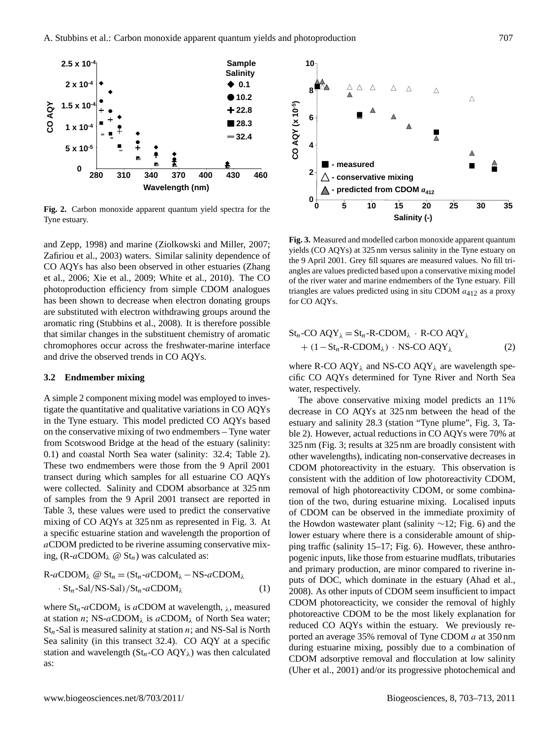**Fig. 2.** Carbon monoxide apparent quantum yield spectra for the Tyne estuary.

**Fig. 3.** Measured and modelled carbon monoxide apparent quantum yields (CO AQYs) at 325 nm versus salinity in the Tyne estuary on the 9 April 2001. Grey fill squares are measured values. No fill triangles are values predicted based upon a conservative mixing model of the river water and marine endmembers of the Tyne estuary. Fill triangles are values predicted using in situ CDOM $a_{412}$ as a proxy for CO AQYs.

and Zepp, 1998) and marine (Ziolkowski and Miller, 2007; Zafiriou et al., 2003) waters. Similar salinity dependence of CO AQYs has also been observed in other estuaries (Zhang et al., 2006; Xie et al., 2009; White et al., 2010). The CO photoproduction efficiency from simple CDOM analogues has been shown to decrease when electron donating groups are substituted with electron withdrawing groups around the aromatic ring (Stubbins et al., 2008). It is therefore possible that similar changes in the substituent chemistry of aromatic chromophores occur across the freshwater-marine interface and drive the observed trends in CO AQYs.

### 3.2 Endmember mixing

A simple 2 component mixing model was employed to investigate the quantitative and qualitative variations in CO AQYs in the Tyne estuary. This model predicted CO AQYs based on the conservative mixing of two endmembers – Tyne water from Scotswood Bridge at the head of the estuary (salinity: 0.1) and coastal North Sea water (salinity: 32.4; Table 2). These two endmembers were those from the 9 April 2001 transect during which samples for all estuarine CO AQYs were collected. Salinity and CDOM absorbance at 325 nm of samples from the 9 April 2001 transect are reported in Table 3, these values were used to predict the conservative mixing of CO AQYs at 325 nm as represented in Fig. 3. At a specific estuarine station and wavelength the proportion of *a*CDOM predicted to be riverine assuming conservative mixing, (R-*a*CDOM$_\lambda$ @ St$_n$) was calculated as:

$$\text{R-}a\text{CDOM}_\lambda \text{ @ St}_n = (\text{St}_n\text{-}a\text{CDOM}_\lambda - \text{NS-}a\text{CDOM}_\lambda \cdot \text{St}_n\text{-Sal}/\text{NS-Sal})/\text{St}_n\text{-}a\text{CDOM}_\lambda \quad (1)$$

where St$_n$-*a*CDOM$_\lambda$ is *a*CDOM at wavelength, $\lambda$, measured at station $n$; NS-*a*CDOM$_\lambda$ is *a*CDOM$_\lambda$ of North Sea water; St$_n$-Sal is measured salinity at station $n$; and NS-Sal is North Sea salinity (in this transect 32.4). CO AQY at a specific station and wavelength (St$_n$-CO AQY$_\lambda$) was then calculated as:

$$\text{St}_n\text{-CO AQY}_\lambda = \text{St}_n\text{-R-CDOM}_\lambda \cdot \text{R-CO AQY}_\lambda + (1 - \text{St}_n\text{-R-CDOM}_\lambda) \cdot \text{NS-CO AQY}_\lambda \quad (2)$$

where R-CO AQY$_\lambda$ and NS-CO AQY$_\lambda$ are wavelength specific CO AQYs determined for Tyne River and North Sea water, respectively.

The above conservative mixing model predicts an 11% decrease in CO AQYs at 325 nm between the head of the estuary and salinity 28.3 (station "Tyne plume", Fig. 3, Table 2). However, actual reductions in CO AQYs were 70% at 325 nm (Fig. 3; results at 325 nm are broadly consistent with other wavelengths), indicating non-conservative decreases in CDOM photoreactivity in the estuary. This observation is consistent with the addition of low photoreactivity CDOM, removal of high photoreactivity CDOM, or some combination of the two, during estuarine mixing. Localised inputs of CDOM can be observed in the immediate proximity of the Howdon wastewater plant (salinity ∼12; Fig. 6) and the lower estuary where there is a considerable amount of shipping traffic (salinity 15–17; Fig. 6). However, these anthropogenic inputs, like those from estuarine mudflats, tributaries and primary production, are minor compared to riverine inputs of DOC, which dominate in the estuary (Ahad et al., 2008). As other inputs of CDOM seem insufficient to impact CDOM photoreacticity, we consider the removal of highly photoreactive CDOM to be the most likely explanation for reduced CO AQYs within the estuary. We previously reported an average 35% removal of Tyne CDOM *a* at 350 nm during estuarine mixing, possibly due to a combination of CDOM adsorptive removal and flocculation at low salinity (Uher et al., 2001) and/or its progressive photochemical and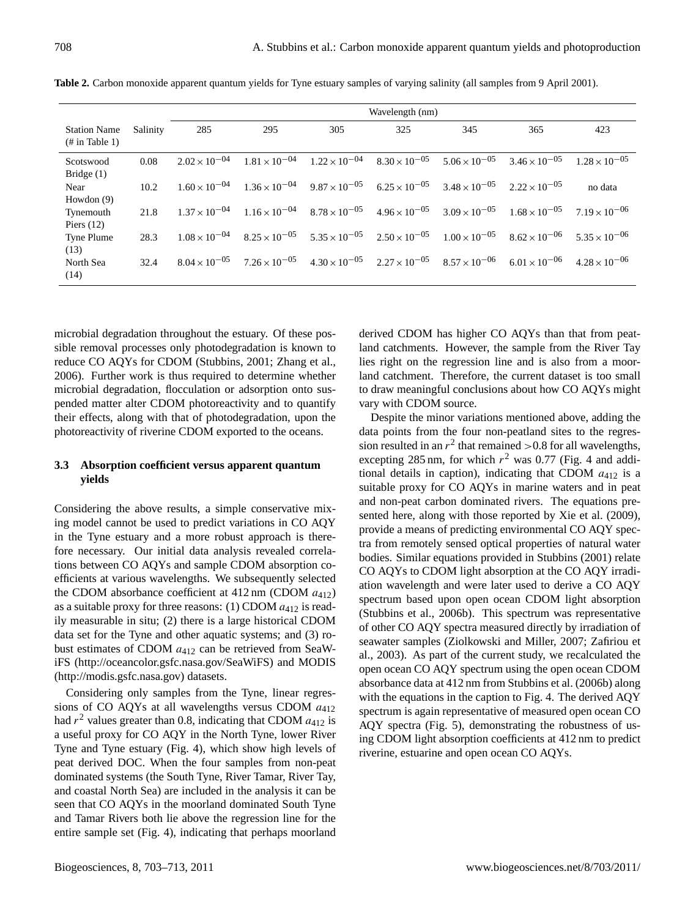**Table 2.** Carbon monoxide apparent quantum yields for Tyne estuary samples of varying salinity (all samples from 9 April 2001).

| Station Name (# in Table 1) | Salinity | Wavelength (nm) | | | | | | |
|---|---|---|---|---|---|---|---|---|
| | | 285 | 295 | 305 | 325 | 345 | 365 | 423 |
| Scotswood Bridge (1) | 0.08 | $2.02 \times 10^{-04}$ | $1.81 \times 10^{-04}$ | $1.22 \times 10^{-04}$ | $8.30 \times 10^{-05}$ | $5.06 \times 10^{-05}$ | $3.46 \times 10^{-05}$ | $1.28 \times 10^{-05}$ |
| Near Howdon (9) | 10.2 | $1.60 \times 10^{-04}$ | $1.36 \times 10^{-04}$ | $9.87 \times 10^{-05}$ | $6.25 \times 10^{-05}$ | $3.48 \times 10^{-05}$ | $2.22 \times 10^{-05}$ | no data |
| Tynemouth Piers (12) | 21.8 | $1.37 \times 10^{-04}$ | $1.16 \times 10^{-04}$ | $8.78 \times 10^{-05}$ | $4.96 \times 10^{-05}$ | $3.09 \times 10^{-05}$ | $1.68 \times 10^{-05}$ | $7.19 \times 10^{-06}$ |
| Tyne Plume (13) | 28.3 | $1.08 \times 10^{-04}$ | $8.25 \times 10^{-05}$ | $5.35 \times 10^{-05}$ | $2.50 \times 10^{-05}$ | $1.00 \times 10^{-05}$ | $8.62 \times 10^{-06}$ | $5.35 \times 10^{-06}$ |
| North Sea (14) | 32.4 | $8.04 \times 10^{-05}$ | $7.26 \times 10^{-05}$ | $4.30 \times 10^{-05}$ | $2.27 \times 10^{-05}$ | $8.57 \times 10^{-06}$ | $6.01 \times 10^{-06}$ | $4.28 \times 10^{-06}$ |

microbial degradation throughout the estuary. Of these possible removal processes only photodegradation is known to reduce CO AQYs for CDOM (Stubbins, 2001; Zhang et al., 2006). Further work is thus required to determine whether microbial degradation, flocculation or adsorption onto suspended matter alter CDOM photoreactivity and to quantify their effects, along with that of photodegradation, upon the photoreactivity of riverine CDOM exported to the oceans.

### 3.3 Absorption coefficient versus apparent quantum yields

Considering the above results, a simple conservative mixing model cannot be used to predict variations in CO AQY in the Tyne estuary and a more robust approach is therefore necessary. Our initial data analysis revealed correlations between CO AQYs and sample CDOM absorption coefficients at various wavelengths. We subsequently selected the CDOM absorbance coefficient at 412 nm (CDOM $a_{412}$) as a suitable proxy for three reasons: (1) CDOM $a_{412}$ is readily measurable in situ; (2) there is a large historical CDOM data set for the Tyne and other aquatic systems; and (3) robust estimates of CDOM $a_{412}$ can be retrieved from SeaWiFS (http://oceancolor.gsfc.nasa.gov/SeaWiFS) and MODIS (http://modis.gsfc.nasa.gov) datasets.

Considering only samples from the Tyne, linear regressions of CO AQYs at all wavelengths versus CDOM $a_{412}$ had $r^2$ values greater than 0.8, indicating that CDOM $a_{412}$ is a useful proxy for CO AQY in the North Tyne, lower River Tyne and Tyne estuary (Fig. 4), which show high levels of peat derived DOC. When the four samples from non-peat dominated systems (the South Tyne, River Tamar, River Tay, and coastal North Sea) are included in the analysis it can be seen that CO AQYs in the moorland dominated South Tyne and Tamar Rivers both lie above the regression line for the entire sample set (Fig. 4), indicating that perhaps moorland derived CDOM has higher CO AQYs than that from peatland catchments. However, the sample from the River Tay lies right on the regression line and is also from a moorland catchment. Therefore, the current dataset is too small to draw meaningful conclusions about how CO AQYs might vary with CDOM source.

Despite the minor variations mentioned above, adding the data points from the four non-peatland sites to the regression resulted in an $r^2$ that remained $>0.8$ for all wavelengths, excepting 285 nm, for which $r^2$ was 0.77 (Fig. 4 and additional details in caption), indicating that CDOM $a_{412}$ is a suitable proxy for CO AQYs in marine waters and in peat and non-peat carbon dominated rivers. The equations presented here, along with those reported by Xie et al. (2009), provide a means of predicting environmental CO AQY spectra from remotely sensed optical properties of natural water bodies. Similar equations provided in Stubbins (2001) relate CO AQYs to CDOM light absorption at the CO AQY irradiation wavelength and were later used to derive a CO AQY spectrum based upon open ocean CDOM light absorption (Stubbins et al., 2006b). This spectrum was representative of other CO AQY spectra measured directly by irradiation of seawater samples (Ziolkowski and Miller, 2007; Zafiriou et al., 2003). As part of the current study, we recalculated the open ocean CO AQY spectrum using the open ocean CDOM absorbance data at 412 nm from Stubbins et al. (2006b) along with the equations in the caption to Fig. 4. The derived AQY spectrum is again representative of measured open ocean CO AQY spectra (Fig. 5), demonstrating the robustness of using CDOM light absorption coefficients at 412 nm to predict riverine, estuarine and open ocean CO AQYs.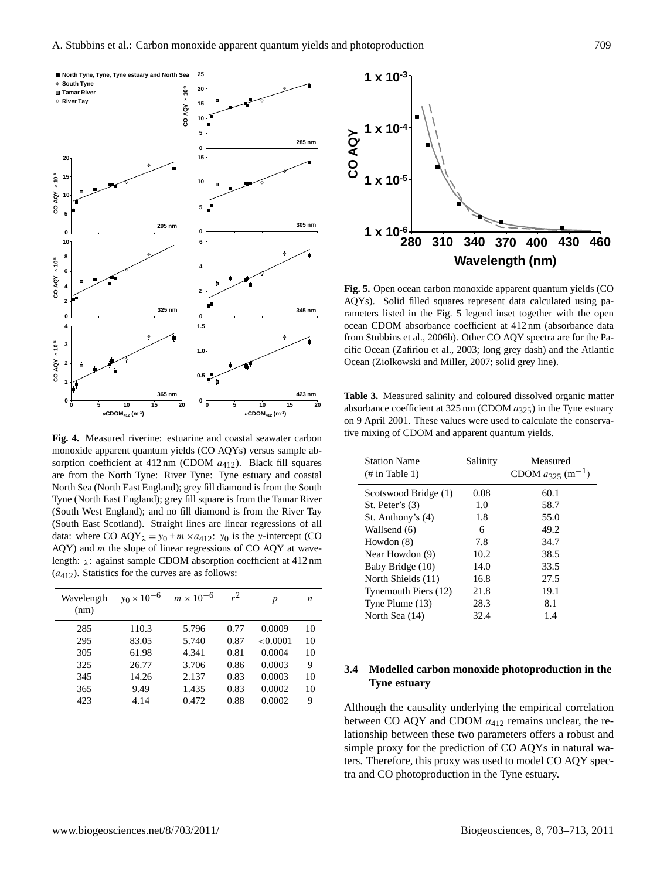**Fig. 4.** Measured riverine: estuarine and coastal seawater carbon monoxide apparent quantum yields (CO AQYs) versus sample absorption coefficient at 412 nm (CDOM $a_{412}$). Black fill squares are from the North Tyne: River Tyne: Tyne estuary and coastal North Sea (North East England); grey fill diamond is from the South Tyne (North East England); grey fill square is from the Tamar River (South West England); and no fill diamond is from the River Tay (South East Scotland). Straight lines are linear regressions of all data: where CO $AQY_{\lambda} = y_0 + m \times a_{412}$: $y_0$ is the $y$-intercept (CO AQY) and $m$ the slope of linear regressions of CO AQY at wavelength: $_{\lambda}$: against sample CDOM absorption coefficient at 412 nm ($a_{412}$). Statistics for the curves are as follows:

| Wavelength (nm) | $y_0 \times 10^{-6}$ | $m \times 10^{-6}$ | $r^2$ | $p$ | $n$ |
|---|---|---|---|---|---|
| 285 | 110.3 | 5.796 | 0.77 | 0.0009 | 10 |
| 295 | 83.05 | 5.740 | 0.87 | <0.0001 | 10 |
| 305 | 61.98 | 4.341 | 0.81 | 0.0004 | 10 |
| 325 | 26.77 | 3.706 | 0.86 | 0.0003 | 9 |
| 345 | 14.26 | 2.137 | 0.83 | 0.0003 | 10 |
| 365 | 9.49 | 1.435 | 0.83 | 0.0002 | 10 |
| 423 | 4.14 | 0.472 | 0.88 | 0.0002 | 9 |

**Fig. 5.** Open ocean carbon monoxide apparent quantum yields (CO AQYs). Solid filled squares represent data calculated using parameters listed in the Fig. 5 legend inset together with the open ocean CDOM absorbance coefficient at 412 nm (absorbance data from Stubbins et al., 2006b). Other CO AQY spectra are for the Pacific Ocean (Zafiriou et al., 2003; long grey dash) and the Atlantic Ocean (Ziolkowski and Miller, 2007; solid grey line).

**Table 3.** Measured salinity and coloured dissolved organic matter absorbance coefficient at 325 nm (CDOM $a_{325}$) in the Tyne estuary on 9 April 2001. These values were used to calculate the conservative mixing of CDOM and apparent quantum yields.

| Station Name (# in Table 1) | Salinity | Measured CDOM $a_{325}$ ($m^{-1}$) |
|---|---|---|
| Scotswood Bridge (1) | 0.08 | 60.1 |
| St. Peter's (3) | 1.0 | 58.7 |
| St. Anthony's (4) | 1.8 | 55.0 |
| Wallsend (6) | 6 | 49.2 |
| Howdon (8) | 7.8 | 34.7 |
| Near Howdon (9) | 10.2 | 38.5 |
| Baby Bridge (10) | 14.0 | 33.5 |
| North Shields (11) | 16.8 | 27.5 |
| Tynemouth Piers (12) | 21.8 | 19.1 |
| Tyne Plume (13) | 28.3 | 8.1 |
| North Sea (14) | 32.4 | 1.4 |

### 3.4 Modelled carbon monoxide photoproduction in the Tyne estuary

Although the causality underlying the empirical correlation between CO AQY and CDOM $a_{412}$ remains unclear, the relationship between these two parameters offers a robust and simple proxy for the prediction of CO AQYs in natural waters. Therefore, this proxy was used to model CO AQY spectra and CO photoproduction in the Tyne estuary.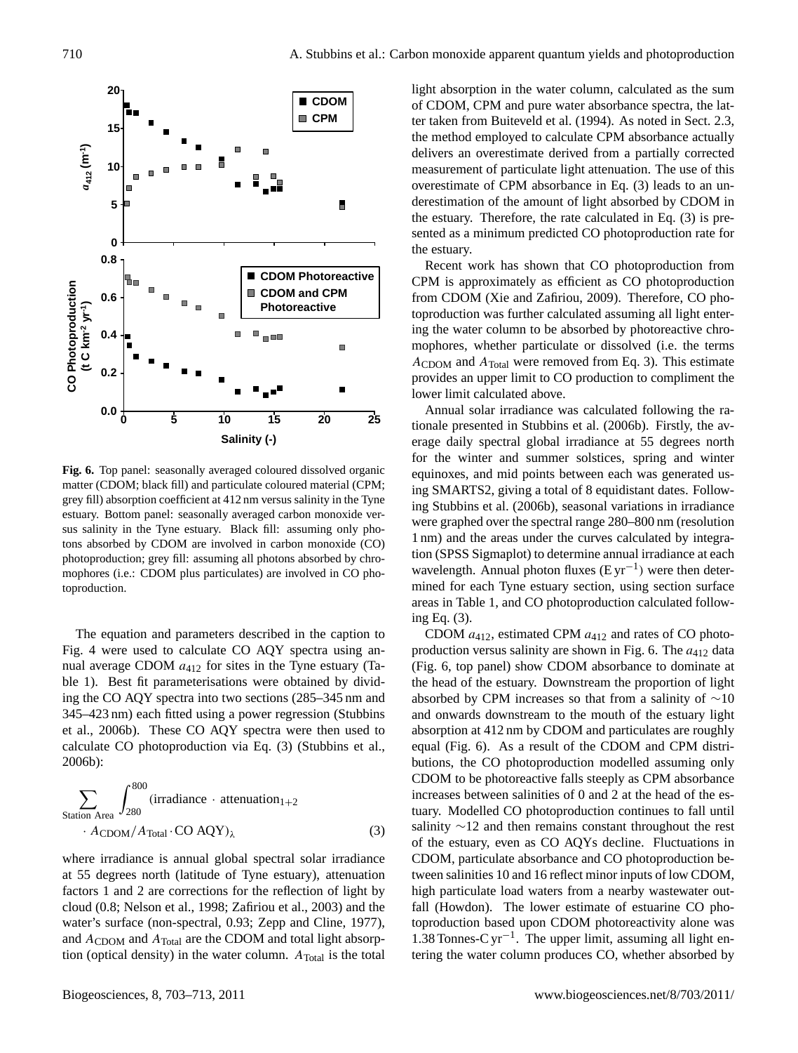**Fig. 6.** Top panel: seasonally averaged coloured dissolved organic matter (CDOM; black fill) and particulate coloured material (CPM; grey fill) absorption coefficient at 412 nm versus salinity in the Tyne estuary. Bottom panel: seasonally averaged carbon monoxide versus salinity in the Tyne estuary. Black fill: assuming only photons absorbed by CDOM are involved in carbon monoxide (CO) photoproduction; grey fill: assuming all photons absorbed by chromophores (i.e.: CDOM plus particulates) are involved in CO photoproduction.

The equation and parameters described in the caption to Fig. 4 were used to calculate CO AQY spectra using annual average CDOM $a_{412}$ for sites in the Tyne estuary (Table 1). Best fit parameterisations were obtained by dividing the CO AQY spectra into two sections (285–345 nm and 345–423 nm) each fitted using a power regression (Stubbins et al., 2006b). These CO AQY spectra were then used to calculate CO photoproduction via Eq. (3) (Stubbins et al., 2006b):

$$\sum_{\text{Station Area}} \int_{280}^{800} (\text{irradiance} \cdot \text{attenuation}_{1+2} \cdot A_{\text{CDOM}}/A_{\text{Total}} \cdot \text{CO AQY})_{\lambda} \tag{3}$$

where irradiance is annual global spectral solar irradiance at 55 degrees north (latitude of Tyne estuary), attenuation factors 1 and 2 are corrections for the reflection of light by cloud (0.8; Nelson et al., 1998; Zafiriou et al., 2003) and the water's surface (non-spectral, 0.93; Zepp and Cline, 1977), and $A_{\text{CDOM}}$ and $A_{\text{Total}}$ are the CDOM and total light absorption (optical density) in the water column. $A_{\text{Total}}$ is the total light absorption in the water column, calculated as the sum of CDOM, CPM and pure water absorbance spectra, the latter taken from Buiteveld et al. (1994). As noted in Sect. 2.3, the method employed to calculate CPM absorbance actually delivers an overestimate derived from a partially corrected measurement of particulate light attenuation. The use of this overestimate of CPM absorbance in Eq. (3) leads to an underestimation of the amount of light absorbed by CDOM in the estuary. Therefore, the rate calculated in Eq. (3) is presented as a minimum predicted CO photoproduction rate for the estuary.

Recent work has shown that CO photoproduction from CPM is approximately as efficient as CO photoproduction from CDOM (Xie and Zafiriou, 2009). Therefore, CO photoproduction was further calculated assuming all light entering the water column to be absorbed by photoreactive chromophores, whether particulate or dissolved (i.e. the terms $A_{\text{CDOM}}$ and $A_{\text{Total}}$ were removed from Eq. 3). This estimate provides an upper limit to CO production to compliment the lower limit calculated above.

Annual solar irradiance was calculated following the rationale presented in Stubbins et al. (2006b). Firstly, the average daily spectral global irradiance at 55 degrees north for the winter and summer solstices, spring and winter equinoxes, and mid points between each was generated using SMARTS2, giving a total of 8 equidistant dates. Following Stubbins et al. (2006b), seasonal variations in irradiance were graphed over the spectral range 280–800 nm (resolution 1 nm) and the areas under the curves calculated by integration (SPSS Sigmaplot) to determine annual irradiance at each wavelength. Annual photon fluxes ($\text{E yr}^{-1}$) were then determined for each Tyne estuary section, using section surface areas in Table 1, and CO photoproduction calculated following Eq. (3).

CDOM $a_{412}$, estimated CPM $a_{412}$ and rates of CO photoproduction versus salinity are shown in Fig. 6. The $a_{412}$ data (Fig. 6, top panel) show CDOM absorbance to dominate at the head of the estuary. Downstream the proportion of light absorbed by CPM increases so that from a salinity of ~10 and onwards downstream to the mouth of the estuary light absorption at 412 nm by CDOM and particulates are roughly equal (Fig. 6). As a result of the CDOM and CPM distributions, the CO photoproduction modelled assuming only CDOM to be photoreactive falls steeply as CPM absorbance increases between salinities of 0 and 2 at the head of the estuary. Modelled CO photoproduction continues to fall until salinity ~12 and then remains constant throughout the rest of the estuary, even as CO AQYs decline. Fluctuations in CDOM, particulate absorbance and CO photoproduction between salinities 10 and 16 reflect minor inputs of low CDOM, high particulate load waters from a nearby wastewater outfall (Howdon). The lower estimate of estuarine CO photoproduction based upon CDOM photoreactivity alone was 1.38 $\text{Tonnes-C yr}^{-1}$. The upper limit, assuming all light entering the water column produces CO, whether absorbed by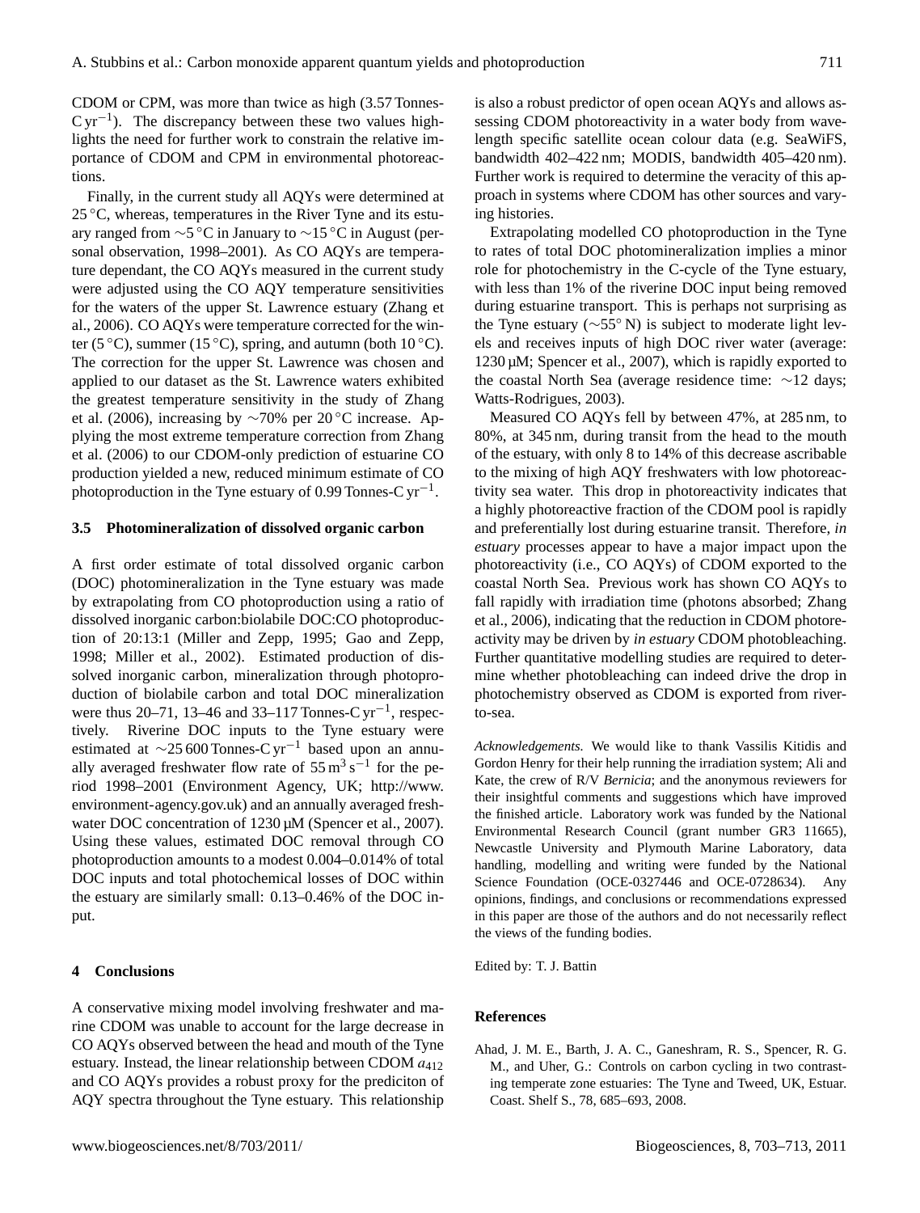CDOM or CPM, was more than twice as high (3.57 Tonnes-C $yr^{-1}$). The discrepancy between these two values highlights the need for further work to constrain the relative importance of CDOM and CPM in environmental photoreactions.

Finally, in the current study all AQYs were determined at 25 °C, whereas, temperatures in the River Tyne and its estuary ranged from ∼5 °C in January to ∼15 °C in August (personal observation, 1998–2001). As CO AQYs are temperature dependant, the CO AQYs measured in the current study were adjusted using the CO AQY temperature sensitivities for the waters of the upper St. Lawrence estuary (Zhang et al., 2006). CO AQYs were temperature corrected for the winter (5 °C), summer (15 °C), spring, and autumn (both 10 °C). The correction for the upper St. Lawrence was chosen and applied to our dataset as the St. Lawrence waters exhibited the greatest temperature sensitivity in the study of Zhang et al. (2006), increasing by ∼70% per 20 °C increase. Applying the most extreme temperature correction from Zhang et al. (2006) to our CDOM-only prediction of estuarine CO production yielded a new, reduced minimum estimate of CO photoproduction in the Tyne estuary of 0.99 Tonnes-C $yr^{-1}$.

### 3.5 Photomineralization of dissolved organic carbon

A first order estimate of total dissolved organic carbon (DOC) photomineralization in the Tyne estuary was made by extrapolating from CO photoproduction using a ratio of dissolved inorganic carbon:biolabile DOC:CO photoproduction of 20:13:1 (Miller and Zepp, 1995; Gao and Zepp, 1998; Miller et al., 2002). Estimated production of dissolved inorganic carbon, mineralization through photoproduction of biolabile carbon and total DOC mineralization were thus 20–71, 13–46 and 33–117 Tonnes-C $yr^{-1}$, respectively. Riverine DOC inputs to the Tyne estuary were estimated at ∼25 600 Tonnes-C $yr^{-1}$ based upon an annually averaged freshwater flow rate of 55 $m^3 s^{-1}$ for the period 1998–2001 (Environment Agency, UK; http://www.environment-agency.gov.uk) and an annually averaged freshwater DOC concentration of 1230 µM (Spencer et al., 2007). Using these values, estimated DOC removal through CO photoproduction amounts to a modest 0.004–0.014% of total DOC inputs and total photochemical losses of DOC within the estuary are similarly small: 0.13–0.46% of the DOC input.

## 4 Conclusions

A conservative mixing model involving freshwater and marine CDOM was unable to account for the large decrease in CO AQYs observed between the head and mouth of the Tyne estuary. Instead, the linear relationship between CDOM $a_{412}$ and CO AQYs provides a robust proxy for the prediciton of AQY spectra throughout the Tyne estuary. This relationship is also a robust predictor of open ocean AQYs and allows assessing CDOM photoreactivity in a water body from wavelength specific satellite ocean colour data (e.g. SeaWiFS, bandwidth 402–422 nm; MODIS, bandwidth 405–420 nm). Further work is required to determine the veracity of this approach in systems where CDOM has other sources and varying histories.

Extrapolating modelled CO photoproduction in the Tyne to rates of total DOC photomineralization implies a minor role for photochemistry in the C-cycle of the Tyne estuary, with less than 1% of the riverine DOC input being removed during estuarine transport. This is perhaps not surprising as the Tyne estuary (∼55° N) is subject to moderate light levels and receives inputs of high DOC river water (average: 1230 µM; Spencer et al., 2007), which is rapidly exported to the coastal North Sea (average residence time: ∼12 days; Watts-Rodrigues, 2003).

Measured CO AQYs fell by between 47%, at 285 nm, to 80%, at 345 nm, during transit from the head to the mouth of the estuary, with only 8 to 14% of this decrease ascribable to the mixing of high AQY freshwaters with low photoreactivity sea water. This drop in photoreactivity indicates that a highly photoreactive fraction of the CDOM pool is rapidly and preferentially lost during estuarine transit. Therefore, *in estuary* processes appear to have a major impact upon the photoreactivity (i.e., CO AQYs) of CDOM exported to the coastal North Sea. Previous work has shown CO AQYs to fall rapidly with irradiation time (photons absorbed; Zhang et al., 2006), indicating that the reduction in CDOM photoreactivity may be driven by *in estuary* CDOM photobleaching. Further quantitative modelling studies are required to determine whether photobleaching can indeed drive the drop in photochemistry observed as CDOM is exported from river-to-sea.

*Acknowledgements.* We would like to thank Vassilis Kitidis and Gordon Henry for their help running the irradiation system; Ali and Kate, the crew of R/V *Bernicia*; and the anonymous reviewers for their insightful comments and suggestions which have improved the finished article. Laboratory work was funded by the National Environmental Research Council (grant number GR3 11665), Newcastle University and Plymouth Marine Laboratory, data handling, modelling and writing were funded by the National Science Foundation (OCE-0327446 and OCE-0728634). Any opinions, findings, and conclusions or recommendations expressed in this paper are those of the authors and do not necessarily reflect the views of the funding bodies.

Edited by: T. J. Battin

## References

Ahad, J. M. E., Barth, J. A. C., Ganeshram, R. S., Spencer, R. G. M., and Uher, G.: Controls on carbon cycling in two contrasting temperate zone estuaries: The Tyne and Tweed, UK, Estuar. Coast. Shelf S., 78, 685–693, 2008.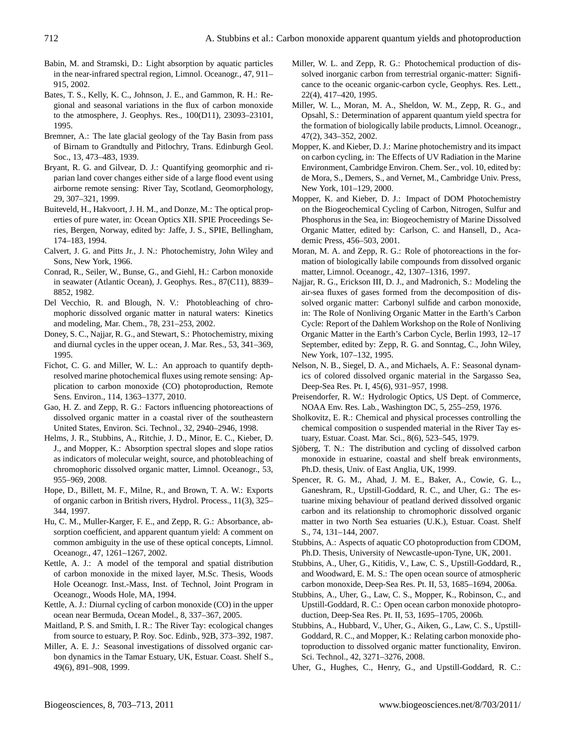Babin, M. and Stramski, D.: Light absorption by aquatic particles in the near-infrared spectral region, Limnol. Oceanogr., 47, 911–915, 2002.

Bates, T. S., Kelly, K. C., Johnson, J. E., and Gammon, R. H.: Regional and seasonal variations in the flux of carbon monoxide to the atmosphere, J. Geophys. Res., 100(D11), 23093–23101, 1995.

Bremner, A.: The late glacial geology of the Tay Basin from pass of Birnam to Grandtully and Pitlochry, Trans. Edinburgh Geol. Soc., 13, 473–483, 1939.

Bryant, R. G. and Gilvear, D. J.: Quantifying geomorphic and riparian land cover changes either side of a large flood event using airborne remote sensing: River Tay, Scotland, Geomorphology, 29, 307–321, 1999.

Buiteveld, H., Hakvoort, J. H. M., and Donze, M.: The optical properties of pure water, in: Ocean Optics XII. SPIE Proceedings Series, Bergen, Norway, edited by: Jaffe, J. S., SPIE, Bellingham, 174–183, 1994.

Calvert, J. G. and Pitts Jr., J. N.: Photochemistry, John Wiley and Sons, New York, 1966.

Conrad, R., Seiler, W., Bunse, G., and Giehl, H.: Carbon monoxide in seawater (Atlantic Ocean), J. Geophys. Res., 87(C11), 8839–8852, 1982.

Del Vecchio, R. and Blough, N. V.: Photobleaching of chromophoric dissolved organic matter in natural waters: Kinetics and modeling, Mar. Chem., 78, 231–253, 2002.

Doney, S. C., Najjar, R. G., and Stewart, S.: Photochemistry, mixing and diurnal cycles in the upper ocean, J. Mar. Res., 53, 341–369, 1995.

Fichot, C. G. and Miller, W. L.: An approach to quantify depth-resolved marine photochemical fluxes using remote sensing: Application to carbon monoxide (CO) photoproduction, Remote Sens. Environ., 114, 1363–1377, 2010.

Gao, H. Z. and Zepp, R. G.: Factors influencing photoreactions of dissolved organic matter in a coastal river of the southeastern United States, Environ. Sci. Technol., 32, 2940–2946, 1998.

Helms, J. R., Stubbins, A., Ritchie, J. D., Minor, E. C., Kieber, D. J., and Mopper, K.: Absorption spectral slopes and slope ratios as indicators of molecular weight, source, and photobleaching of chromophoric dissolved organic matter, Limnol. Oceanogr., 53, 955–969, 2008.

Hope, D., Billett, M. F., Milne, R., and Brown, T. A. W.: Exports of organic carbon in British rivers, Hydrol. Process., 11(3), 325–344, 1997.

Hu, C. M., Muller-Karger, F. E., and Zepp, R. G.: Absorbance, absorption coefficient, and apparent quantum yield: A comment on common ambiguity in the use of these optical concepts, Limnol. Oceanogr., 47, 1261–1267, 2002.

Kettle, A. J.: A model of the temporal and spatial distribution of carbon monoxide in the mixed layer, M.Sc. Thesis, Woods Hole Oceanogr. Inst.-Mass, Inst. of Technol, Joint Program in Oceanogr., Woods Hole, MA, 1994.

Kettle, A. J.: Diurnal cycling of carbon monoxide (CO) in the upper ocean near Bermuda, Ocean Model., 8, 337–367, 2005.

Maitland, P. S. and Smith, I. R.: The River Tay: ecological changes from source to estuary, P. Roy. Soc. Edinb., 92B, 373–392, 1987.

Miller, A. E. J.: Seasonal investigations of dissolved organic carbon dynamics in the Tamar Estuary, UK, Estuar. Coast. Shelf S., 49(6), 891–908, 1999.

Miller, W. L. and Zepp, R. G.: Photochemical production of dissolved inorganic carbon from terrestrial organic-matter: Significance to the oceanic organic-carbon cycle, Geophys. Res. Lett., 22(4), 417–420, 1995.

Miller, W. L., Moran, M. A., Sheldon, W. M., Zepp, R. G., and Opsahl, S.: Determination of apparent quantum yield spectra for the formation of biologically labile products, Limnol. Oceanogr., 47(2), 343–352, 2002.

Mopper, K. and Kieber, D. J.: Marine photochemistry and its impact on carbon cycling, in: The Effects of UV Radiation in the Marine Environment, Cambridge Environ. Chem. Ser., vol. 10, edited by: de Mora, S., Demers, S., and Vernet, M., Cambridge Univ. Press, New York, 101–129, 2000.

Mopper, K. and Kieber, D. J.: Impact of DOM Photochemistry on the Biogeochemical Cycling of Carbon, Nitrogen, Sulfur and Phosphorus in the Sea, in: Biogeochemistry of Marine Dissolved Organic Matter, edited by: Carlson, C. and Hansell, D., Academic Press, 456–503, 2001.

Moran, M. A. and Zepp, R. G.: Role of photoreactions in the formation of biologically labile compounds from dissolved organic matter, Limnol. Oceanogr., 42, 1307–1316, 1997.

Najjar, R. G., Erickson III, D. J., and Madronich, S.: Modeling the air-sea fluxes of gases formed from the decomposition of dissolved organic matter: Carbonyl sulfide and carbon monoxide, in: The Role of Nonliving Organic Matter in the Earth's Carbon Cycle: Report of the Dahlem Workshop on the Role of Nonliving Organic Matter in the Earth's Carbon Cycle, Berlin 1993, 12–17 September, edited by: Zepp, R. G. and Sonntag, C., John Wiley, New York, 107–132, 1995.

Nelson, N. B., Siegel, D. A., and Michaels, A. F.: Seasonal dynamics of colored dissolved organic material in the Sargasso Sea, Deep-Sea Res. Pt. I, 45(6), 931–957, 1998.

Preisendorfer, R. W.: Hydrologic Optics, US Dept. of Commerce, NOAA Env. Res. Lab., Washington DC, 5, 255–259, 1976.

Sholkovitz, E. R.: Chemical and physical processes controlling the chemical composition o suspended material in the River Tay estuary, Estuar. Coast. Mar. Sci., 8(6), 523–545, 1979.

Sjöberg, T. N.: The distribution and cycling of dissolved carbon monoxide in estuarine, coastal and shelf break environments, Ph.D. thesis, Univ. of East Anglia, UK, 1999.

Spencer, R. G. M., Ahad, J. M. E., Baker, A., Cowie, G. L., Ganeshram, R., Upstill-Goddard, R. C., and Uher, G.: The estuarine mixing behaviour of peatland derived dissolved organic carbon and its relationship to chromophoric dissolved organic matter in two North Sea estuaries (U.K.), Estuar. Coast. Shelf S., 74, 131–144, 2007.

Stubbins, A.: Aspects of aquatic CO photoproduction from CDOM, Ph.D. Thesis, University of Newcastle-upon-Tyne, UK, 2001.

Stubbins, A., Uher, G., Kitidis, V., Law, C. S., Upstill-Goddard, R., and Woodward, E. M. S.: The open ocean source of atmospheric carbon monoxide, Deep-Sea Res. Pt. II, 53, 1685–1694, 2006a.

Stubbins, A., Uher, G., Law, C. S., Mopper, K., Robinson, C., and Upstill-Goddard, R. C.: Open ocean carbon monoxide photoproduction, Deep-Sea Res. Pt. II, 53, 1695–1705, 2006b.

Stubbins, A., Hubbard, V., Uher, G., Aiken, G., Law, C. S., Upstill-Goddard, R. C., and Mopper, K.: Relating carbon monoxide photoproduction to dissolved organic matter functionality, Environ. Sci. Technol., 42, 3271–3276, 2008.

Uher, G., Hughes, C., Henry, G., and Upstill-Goddard, R. C.: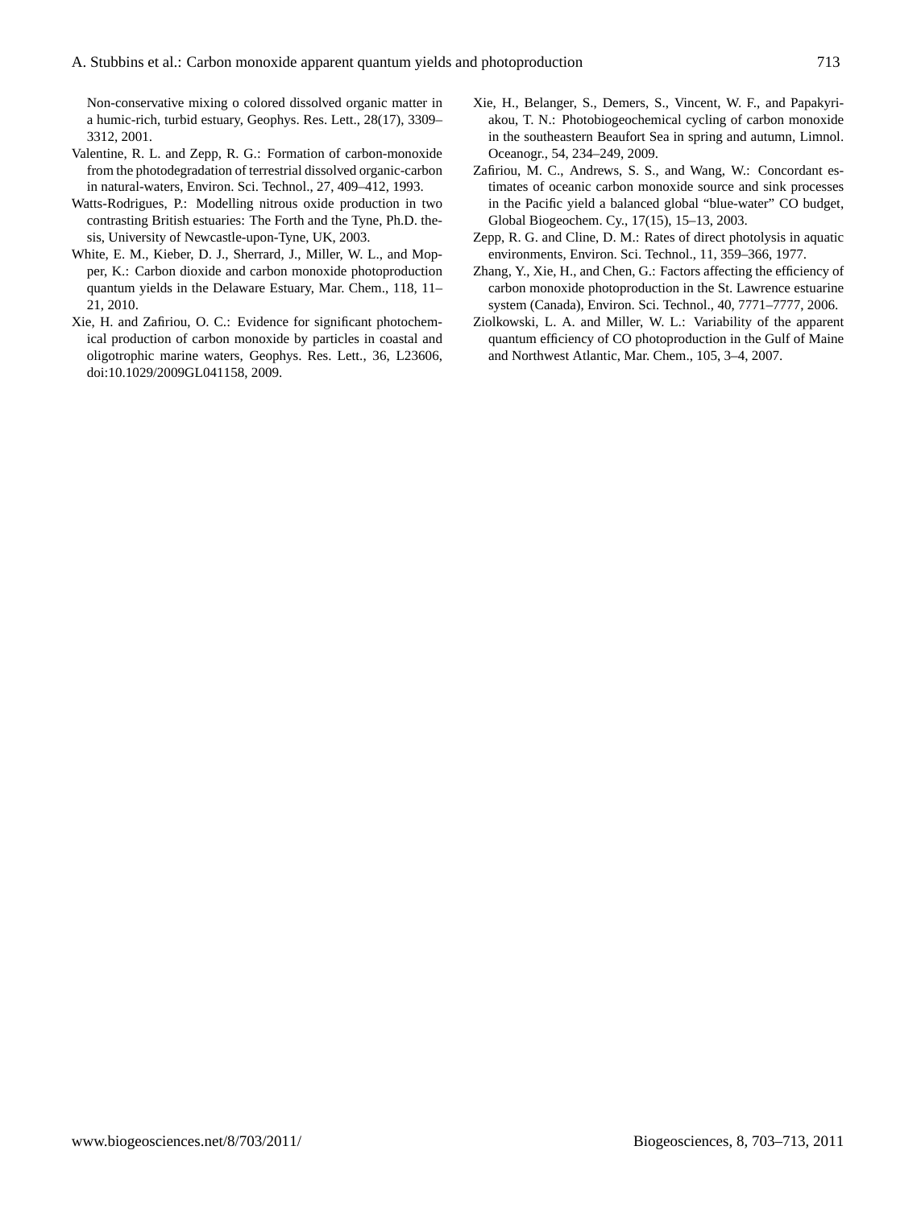Non-conservative mixing o colored dissolved organic matter in a humic-rich, turbid estuary, Geophys. Res. Lett., 28(17), 3309–3312, 2001.

Valentine, R. L. and Zepp, R. G.: Formation of carbon-monoxide from the photodegradation of terrestrial dissolved organic-carbon in natural-waters, Environ. Sci. Technol., 27, 409–412, 1993.

Watts-Rodrigues, P.: Modelling nitrous oxide production in two contrasting British estuaries: The Forth and the Tyne, Ph.D. thesis, University of Newcastle-upon-Tyne, UK, 2003.

White, E. M., Kieber, D. J., Sherrard, J., Miller, W. L., and Mopper, K.: Carbon dioxide and carbon monoxide photoproduction quantum yields in the Delaware Estuary, Mar. Chem., 118, 11–21, 2010.

Xie, H. and Zafiriou, O. C.: Evidence for significant photochemical production of carbon monoxide by particles in coastal and oligotrophic marine waters, Geophys. Res. Lett., 36, L23606, doi:10.1029/2009GL041158, 2009.

Xie, H., Belanger, S., Demers, S., Vincent, W. F., and Papakyriakou, T. N.: Photobiogeochemical cycling of carbon monoxide in the southeastern Beaufort Sea in spring and autumn, Limnol. Oceanogr., 54, 234–249, 2009.

Zafiriou, M. C., Andrews, S. S., and Wang, W.: Concordant estimates of oceanic carbon monoxide source and sink processes in the Pacific yield a balanced global "blue-water" CO budget, Global Biogeochem. Cy., 17(15), 15–13, 2003.

Zepp, R. G. and Cline, D. M.: Rates of direct photolysis in aquatic environments, Environ. Sci. Technol., 11, 359–366, 1977.

Zhang, Y., Xie, H., and Chen, G.: Factors affecting the efficiency of carbon monoxide photoproduction in the St. Lawrence estuarine system (Canada), Environ. Sci. Technol., 40, 7771–7777, 2006.

Ziolkowski, L. A. and Miller, W. L.: Variability of the apparent quantum efficiency of CO photoproduction in the Gulf of Maine and Northwest Atlantic, Mar. Chem., 105, 3–4, 2007.